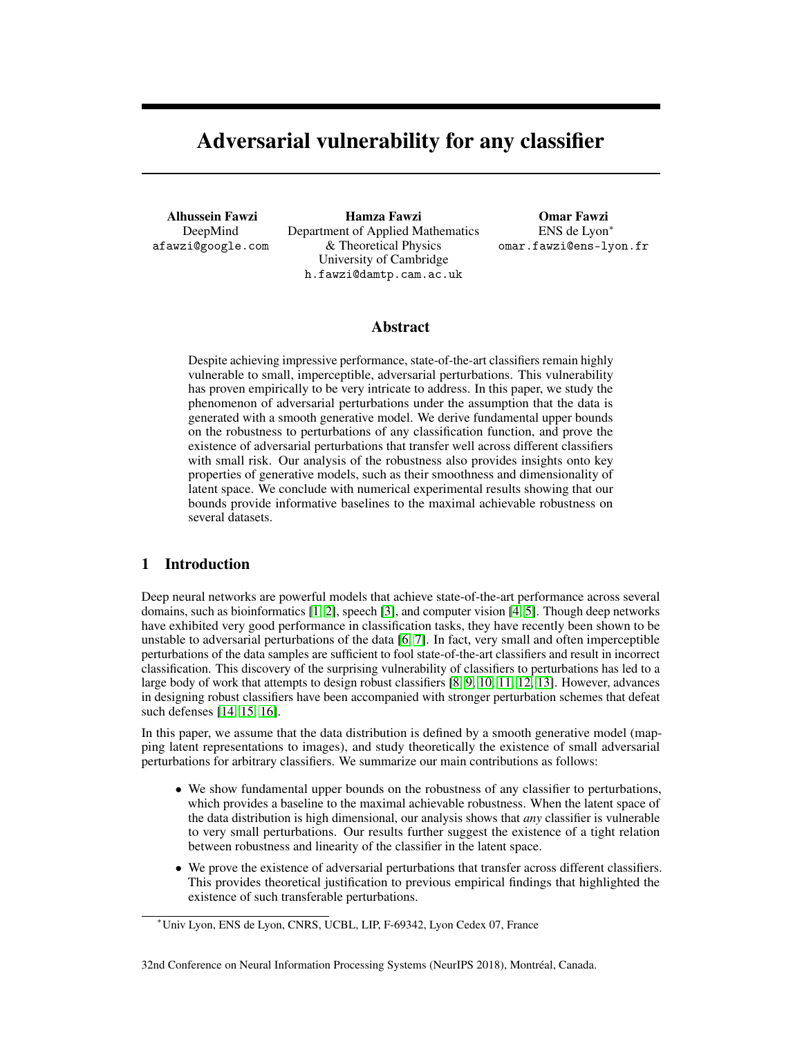# Adversarial vulnerability for any classifier

**Alhussein Fawzi**
DeepMind
afawzi@google.com

**Hamza Fawzi**
Department of Applied Mathematics & Theoretical Physics
University of Cambridge
h.fawzi@damtp.cam.ac.uk

**Omar Fawzi**
ENS de Lyon*
omar.fawzi@ens-lyon.fr

## Abstract

Despite achieving impressive performance, state-of-the-art classifiers remain highly vulnerable to small, imperceptible, adversarial perturbations. This vulnerability has proven empirically to be very intricate to address. In this paper, we study the phenomenon of adversarial perturbations under the assumption that the data is generated with a smooth generative model. We derive fundamental upper bounds on the robustness to perturbations of any classification function, and prove the existence of adversarial perturbations that transfer well across different classifiers with small risk. Our analysis of the robustness also provides insights onto key properties of generative models, such as their smoothness and dimensionality of latent space. We conclude with numerical experimental results showing that our bounds provide informative baselines to the maximal achievable robustness on several datasets.

## 1 Introduction

Deep neural networks are powerful models that achieve state-of-the-art performance across several domains, such as bioinformatics [1, 2], speech [3], and computer vision [4, 5]. Though deep networks have exhibited very good performance in classification tasks, they have recently been shown to be unstable to adversarial perturbations of the data [6, 7]. In fact, very small and often imperceptible perturbations of the data samples are sufficient to fool state-of-the-art classifiers and result in incorrect classification. This discovery of the surprising vulnerability of classifiers to perturbations has led to a large body of work that attempts to design robust classifiers [8, 9, 10, 11, 12, 13]. However, advances in designing robust classifiers have been accompanied with stronger perturbation schemes that defeat such defenses [14, 15, 16].

In this paper, we assume that the data distribution is defined by a smooth generative model (mapping latent representations to images), and study theoretically the existence of small adversarial perturbations for arbitrary classifiers. We summarize our main contributions as follows:

- We show fundamental upper bounds on the robustness of any classifier to perturbations, which provides a baseline to the maximal achievable robustness. When the latent space of the data distribution is high dimensional, our analysis shows that *any* classifier is vulnerable to very small perturbations. Our results further suggest the existence of a tight relation between robustness and linearity of the classifier in the latent space.
- We prove the existence of adversarial perturbations that transfer across different classifiers. This provides theoretical justification to previous empirical findings that highlighted the existence of such transferable perturbations.

*Univ Lyon, ENS de Lyon, CNRS, UCBL, LIP, F-69342, Lyon Cedex 07, France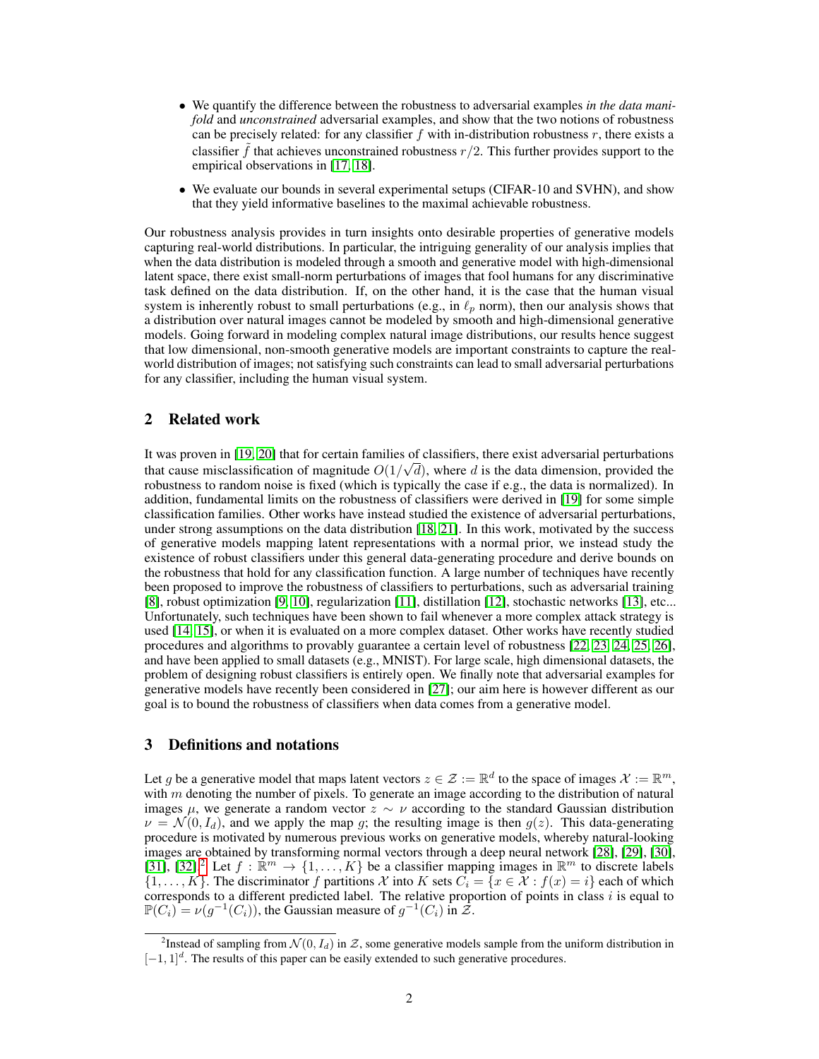- We quantify the difference between the robustness to adversarial examples *in the data manifold* and *unconstrained* adversarial examples, and show that the two notions of robustness can be precisely related: for any classifier $f$ with in-distribution robustness $r$, there exists a classifier $\tilde{f}$ that achieves unconstrained robustness $r/2$. This further provides support to the empirical observations in [17, 18].
- We evaluate our bounds in several experimental setups (CIFAR-10 and SVHN), and show that they yield informative baselines to the maximal achievable robustness.

Our robustness analysis provides in turn insights onto desirable properties of generative models capturing real-world distributions. In particular, the intriguing generality of our analysis implies that when the data distribution is modeled through a smooth and generative model with high-dimensional latent space, there exist small-norm perturbations of images that fool humans for any discriminative task defined on the data distribution. If, on the other hand, it is the case that the human visual system is inherently robust to small perturbations (e.g., in $\ell_p$ norm), then our analysis shows that a distribution over natural images cannot be modeled by smooth and high-dimensional generative models. Going forward in modeling complex natural image distributions, our results hence suggest that low dimensional, non-smooth generative models are important constraints to capture the real-world distribution of images; not satisfying such constraints can lead to small adversarial perturbations for any classifier, including the human visual system.

## 2 Related work

It was proven in [19, 20] that for certain families of classifiers, there exist adversarial perturbations that cause misclassification of magnitude $O(1/\sqrt{d})$, where $d$ is the data dimension, provided the robustness to random noise is fixed (which is typically the case if e.g., the data is normalized). In addition, fundamental limits on the robustness of classifiers were derived in [19] for some simple classification families. Other works have instead studied the existence of adversarial perturbations, under strong assumptions on the data distribution [18, 21]. In this work, motivated by the success of generative models mapping latent representations with a normal prior, we instead study the existence of robust classifiers under this general data-generating procedure and derive bounds on the robustness that hold for any classification function. A large number of techniques have recently been proposed to improve the robustness of classifiers to perturbations, such as adversarial training [8], robust optimization [9, 10], regularization [11], distillation [12], stochastic networks [13], etc... Unfortunately, such techniques have been shown to fail whenever a more complex attack strategy is used [14, 15], or when it is evaluated on a more complex dataset. Other works have recently studied procedures and algorithms to provably guarantee a certain level of robustness [22, 23, 24, 25, 26], and have been applied to small datasets (e.g., MNIST). For large scale, high dimensional datasets, the problem of designing robust classifiers is entirely open. We finally note that adversarial examples for generative models have recently been considered in [27]; our aim here is however different as our goal is to bound the robustness of classifiers when data comes from a generative model.

## 3 Definitions and notations

Let $g$ be a generative model that maps latent vectors $z \in \mathcal{Z} := \mathbb{R}^d$ to the space of images $\mathcal{X} := \mathbb{R}^m$, with $m$ denoting the number of pixels. To generate an image according to the distribution of natural images $\mu$, we generate a random vector $z \sim \nu$ according to the standard Gaussian distribution $\nu = \mathcal{N}(0, I_d)$, and we apply the map $g$; the resulting image is then $g(z)$. This data-generating procedure is motivated by numerous previous works on generative models, whereby natural-looking images are obtained by transforming normal vectors through a deep neural network [28], [29], [30], [31], [32].[2] Let $f : \mathbb{R}^m \to \{1, \ldots, K\}$ be a classifier mapping images in $\mathbb{R}^m$ to discrete labels $\{1, \ldots, K\}$. The discriminator $f$ partitions $\mathcal{X}$ into $K$ sets $C_i = \{x \in \mathcal{X} : f(x) = i\}$ each of which corresponds to a different predicted label. The relative proportion of points in class $i$ is equal to $\mathbb{P}(C_i) = \nu(g^{-1}(C_i))$, the Gaussian measure of $g^{-1}(C_i)$ in $\mathcal{Z}$.

[2] Instead of sampling from $\mathcal{N}(0, I_d)$ in $\mathcal{Z}$, some generative models sample from the uniform distribution in $[-1, 1]^d$. The results of this paper can be easily extended to such generative procedures.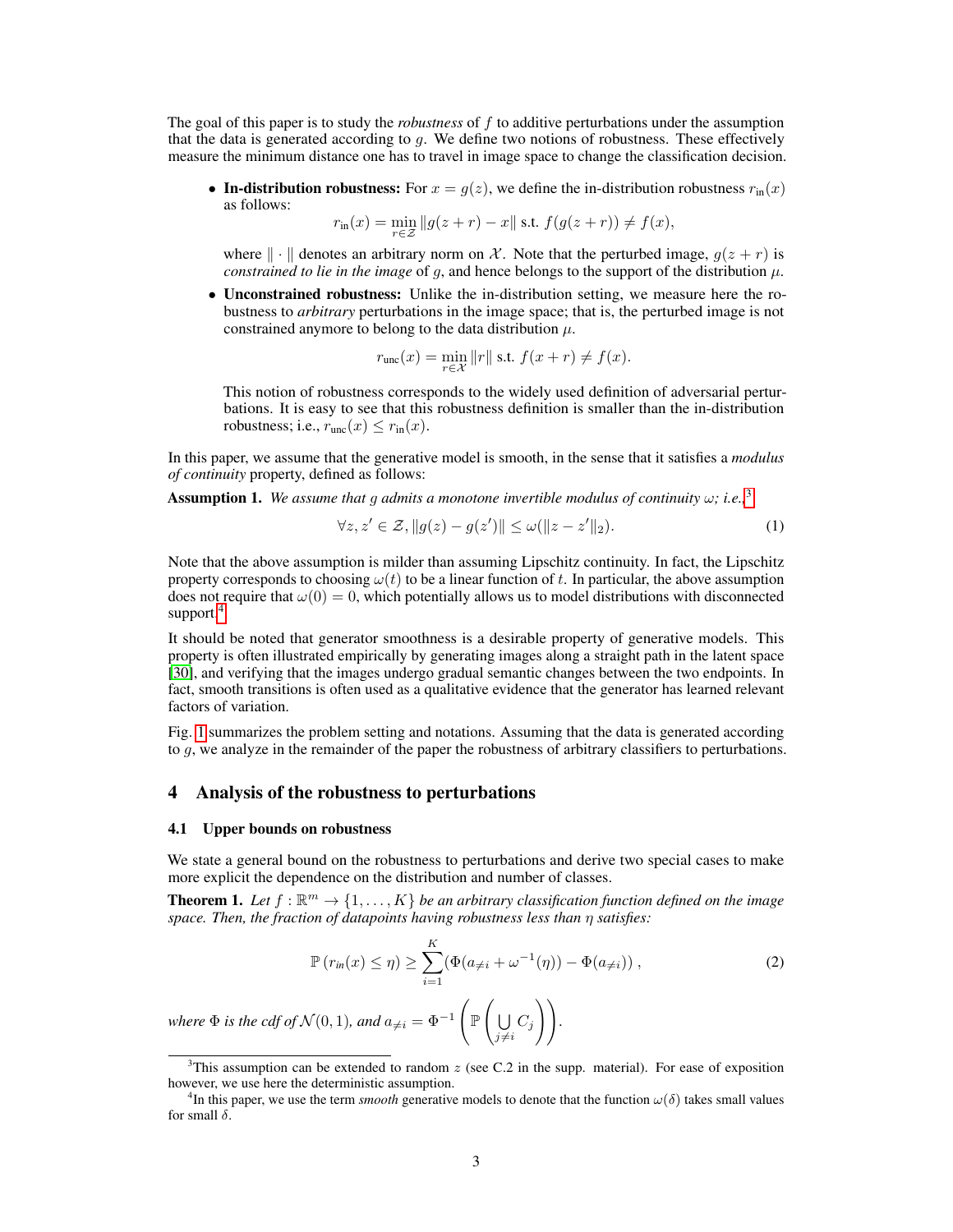The goal of this paper is to study the *robustness* of $f$ to additive perturbations under the assumption that the data is generated according to $g$. We define two notions of robustness. These effectively measure the minimum distance one has to travel in image space to change the classification decision.

- **In-distribution robustness:** For $x = g(z)$, we define the in-distribution robustness $r_{\text{in}}(x)$ as follows:

$$r_{\text{in}}(x) = \min_{r \in \mathcal{Z}} \|g(z+r) - x\| \text{ s.t. } f(g(z+r)) \neq f(x),$$

  where $\|\cdot\|$ denotes an arbitrary norm on $\mathcal{X}$. Note that the perturbed image, $g(z+r)$ is *constrained to lie in the image* of $g$, and hence belongs to the support of the distribution $\mu$.

- **Unconstrained robustness:** Unlike the in-distribution setting, we measure here the robustness to *arbitrary* perturbations in the image space; that is, the perturbed image is not constrained anymore to belong to the data distribution $\mu$.

$$r_{\text{unc}}(x) = \min_{r \in \mathcal{X}} \|r\| \text{ s.t. } f(x+r) \neq f(x).$$

  This notion of robustness corresponds to the widely used definition of adversarial perturbations. It is easy to see that this robustness definition is smaller than the in-distribution robustness; i.e., $r_{\text{unc}}(x) \leq r_{\text{in}}(x)$.

In this paper, we assume that the generative model is smooth, in the sense that it satisfies a *modulus of continuity* property, defined as follows:

**Assumption 1.** *We assume that $g$ admits a monotone invertible modulus of continuity $\omega$; i.e.,*[3]

$$\forall z, z' \in \mathcal{Z}, \|g(z) - g(z')\| \leq \omega(\|z - z'\|_2). \tag{1}$$

Note that the above assumption is milder than assuming Lipschitz continuity. In fact, the Lipschitz property corresponds to choosing $\omega(t)$ to be a linear function of $t$. In particular, the above assumption does not require that $\omega(0) = 0$, which potentially allows us to model distributions with disconnected support.[4]

It should be noted that generator smoothness is a desirable property of generative models. This property is often illustrated empirically by generating images along a straight path in the latent space [30], and verifying that the images undergo gradual semantic changes between the two endpoints. In fact, smooth transitions is often used as a qualitative evidence that the generator has learned relevant factors of variation.

Fig. 1 summarizes the problem setting and notations. Assuming that the data is generated according to $g$, we analyze in the remainder of the paper the robustness of arbitrary classifiers to perturbations.

## 4 Analysis of the robustness to perturbations

### 4.1 Upper bounds on robustness

We state a general bound on the robustness to perturbations and derive two special cases to make more explicit the dependence on the distribution and number of classes.

**Theorem 1.** *Let $f : \mathbb{R}^m \to \{1, \ldots, K\}$ be an arbitrary classification function defined on the image space. Then, the fraction of datapoints having robustness less than $\eta$ satisfies:*

$$\mathbb{P}\left(r_{in}(x) \leq \eta\right) \geq \sum_{i=1}^{K} \left(\Phi(a_{\neq i} + \omega^{-1}(\eta)) - \Phi(a_{\neq i})\right), \tag{2}$$

*where $\Phi$ is the cdf of $\mathcal{N}(0,1)$, and $a_{\neq i} = \Phi^{-1}\left(\mathbb{P}\left(\bigcup_{j \neq i} C_j\right)\right)$.*

[3] This assumption can be extended to random $z$ (see C.2 in the supp. material). For ease of exposition however, we use here the deterministic assumption.

[4] In this paper, we use the term *smooth* generative models to denote that the function $\omega(\delta)$ takes small values for small $\delta$.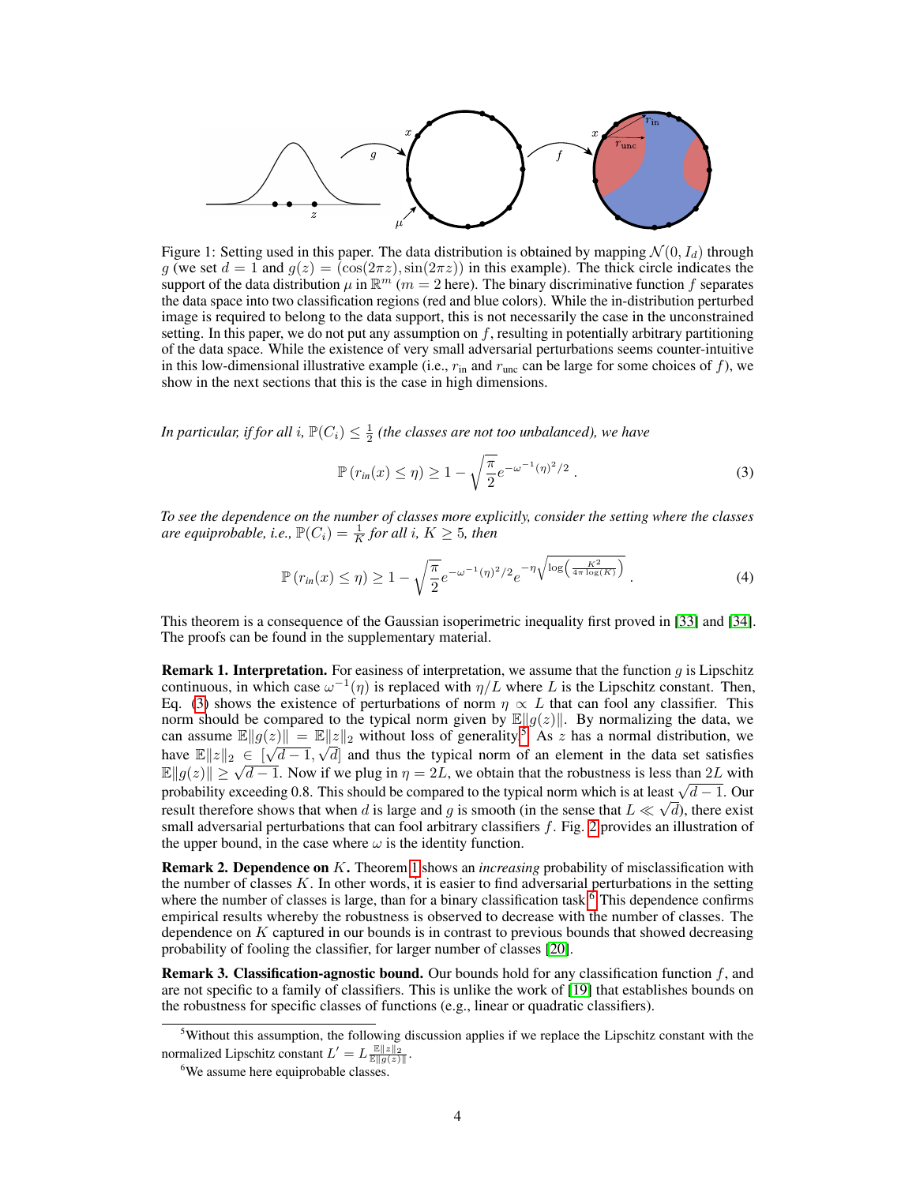Figure 1: Setting used in this paper. The data distribution is obtained by mapping $\mathcal{N}(0, I_d)$ through $g$ (we set $d = 1$ and $g(z) = (\cos(2\pi z), \sin(2\pi z))$ in this example). The thick circle indicates the support of the data distribution $\mu$ in $\mathbb{R}^m$ ($m = 2$ here). The binary discriminative function $f$ separates the data space into two classification regions (red and blue colors). While the in-distribution perturbed image is required to belong to the data support, this is not necessarily the case in the unconstrained setting. In this paper, we do not put any assumption on $f$, resulting in potentially arbitrary partitioning of the data space. While the existence of very small adversarial perturbations seems counter-intuitive in this low-dimensional illustrative example (i.e., $r_{\text{in}}$ and $r_{\text{unc}}$ can be large for some choices of $f$), we show in the next sections that this is the case in high dimensions.

*In particular, if for all $i$, $\mathbb{P}(C_i) \leq \frac{1}{2}$ (the classes are not too unbalanced), we have*

$$\mathbb{P}\left(r_{\textit{in}}(x) \leq \eta\right) \geq 1 - \sqrt{\frac{\pi}{2}} e^{-\omega^{-1}(\eta)^2/2} \,. \tag{3}$$

*To see the dependence on the number of classes more explicitly, consider the setting where the classes are equiprobable, i.e., $\mathbb{P}(C_i) = \frac{1}{K}$ for all $i$, $K \geq 5$, then*

$$\mathbb{P}\left(r_{\textit{in}}(x) \leq \eta\right) \geq 1 - \sqrt{\frac{\pi}{2}} e^{-\omega^{-1}(\eta)^2/2} e^{-\eta\sqrt{\log\left(\frac{K^2}{4\pi \log(K)}\right)}} \,. \tag{4}$$

This theorem is a consequence of the Gaussian isoperimetric inequality first proved in [33] and [34]. The proofs can be found in the supplementary material.

**Remark 1. Interpretation.** For easiness of interpretation, we assume that the function $g$ is Lipschitz continuous, in which case $\omega^{-1}(\eta)$ is replaced with $\eta/L$ where $L$ is the Lipschitz constant. Then, Eq. (3) shows the existence of perturbations of norm $\eta \propto L$ that can fool any classifier. This norm should be compared to the typical norm given by $\mathbb{E}\|g(z)\|$. By normalizing the data, we can assume $\mathbb{E}\|g(z)\| = \mathbb{E}\|z\|_2$ without loss of generality[5]. As $z$ has a normal distribution, we have $\mathbb{E}\|z\|_2 \in [\sqrt{d-1}, \sqrt{d}]$ and thus the typical norm of an element in the data set satisfies $\mathbb{E}\|g(z)\| \geq \sqrt{d-1}$. Now if we plug in $\eta = 2L$, we obtain that the robustness is less than $2L$ with probability exceeding 0.8. This should be compared to the typical norm which is at least $\sqrt{d-1}$. Our result therefore shows that when $d$ is large and $g$ is smooth (in the sense that $L \ll \sqrt{d}$), there exist small adversarial perturbations that can fool arbitrary classifiers $f$. Fig. 2 provides an illustration of the upper bound, in the case where $\omega$ is the identity function.

**Remark 2. Dependence on $K$.** Theorem 1 shows an *increasing* probability of misclassification with the number of classes $K$. In other words, it is easier to find adversarial perturbations in the setting where the number of classes is large, than for a binary classification task.[6] This dependence confirms empirical results whereby the robustness is observed to decrease with the number of classes. The dependence on $K$ captured in our bounds is in contrast to previous bounds that showed decreasing probability of fooling the classifier, for larger number of classes [20].

**Remark 3. Classification-agnostic bound.** Our bounds hold for any classification function $f$, and are not specific to a family of classifiers. This is unlike the work of [19] that establishes bounds on the robustness for specific classes of functions (e.g., linear or quadratic classifiers).

[5] Without this assumption, the following discussion applies if we replace the Lipschitz constant with the normalized Lipschitz constant $L' = L\frac{\mathbb{E}\|z\|_2}{\mathbb{E}\|g(z)\|}$.

[6] We assume here equiprobable classes.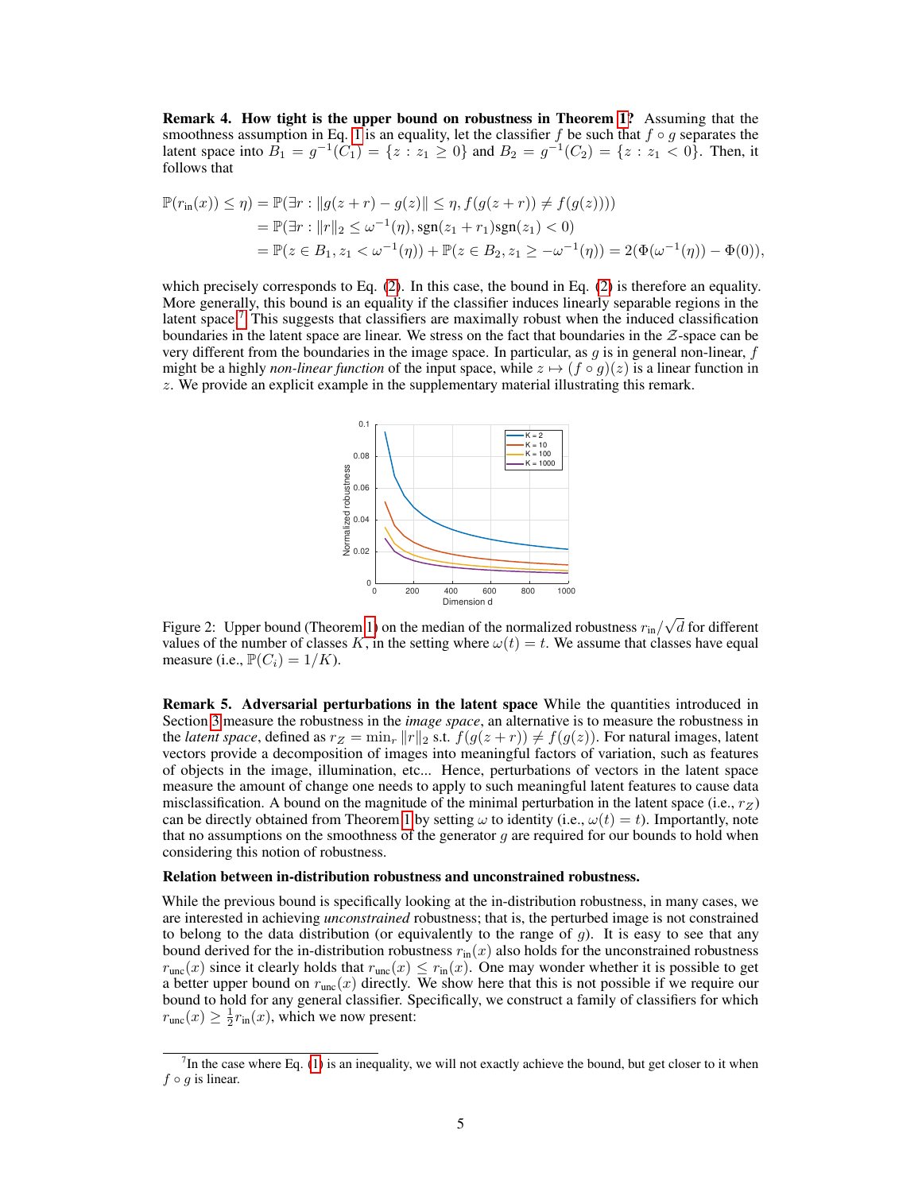**Remark 4. How tight is the upper bound on robustness in Theorem 1?** Assuming that the smoothness assumption in Eq. 1 is an equality, let the classifier $f$ be such that $f \circ g$ separates the latent space into $B_1 = g^{-1}(C_1) = \{z : z_1 \geq 0\}$ and $B_2 = g^{-1}(C_2) = \{z : z_1 < 0\}$. Then, it follows that

$$
\begin{aligned}
\mathbb{P}(r_{\text{in}}(x)) \leq \eta) &= \mathbb{P}(\exists r : \|g(z+r) - g(z)\| \leq \eta, f(g(z+r)) \neq f(g(z)))) \\
&= \mathbb{P}(\exists r : \|r\|_2 \leq \omega^{-1}(\eta), \text{sgn}(z_1 + r_1)\text{sgn}(z_1) < 0) \\
&= \mathbb{P}(z \in B_1, z_1 < \omega^{-1}(\eta)) + \mathbb{P}(z \in B_2, z_1 \geq -\omega^{-1}(\eta)) = 2(\Phi(\omega^{-1}(\eta)) - \Phi(0)),
\end{aligned}
$$

which precisely corresponds to Eq. (2). In this case, the bound in Eq. (2) is therefore an equality. More generally, this bound is an equality if the classifier induces linearly separable regions in the latent space.[7] This suggests that classifiers are maximally robust when the induced classification boundaries in the latent space are linear. We stress on the fact that boundaries in the $\mathcal{Z}$-space can be very different from the boundaries in the image space. In particular, as $g$ is in general non-linear, $f$ might be a highly *non-linear function* of the input space, while $z \mapsto (f \circ g)(z)$ is a linear function in $z$. We provide an explicit example in the supplementary material illustrating this remark.

Figure 2: Upper bound (Theorem 1) on the median of the normalized robustness $r_{\text{in}}/\sqrt{d}$ for different values of the number of classes $K$, in the setting where $\omega(t) = t$. We assume that classes have equal measure (i.e., $\mathbb{P}(C_i) = 1/K$).

**Remark 5. Adversarial perturbations in the latent space** While the quantities introduced in Section 3 measure the robustness in the *image space*, an alternative is to measure the robustness in the *latent space*, defined as $r_Z = \min_r \|r\|_2$ s.t. $f(g(z+r)) \neq f(g(z))$. For natural images, latent vectors provide a decomposition of images into meaningful factors of variation, such as features of objects in the image, illumination, etc... Hence, perturbations of vectors in the latent space measure the amount of change one needs to apply to such meaningful latent features to cause data misclassification. A bound on the magnitude of the minimal perturbation in the latent space (i.e., $r_Z$) can be directly obtained from Theorem 1 by setting $\omega$ to identity (i.e., $\omega(t) = t$). Importantly, note that no assumptions on the smoothness of the generator $g$ are required for our bounds to hold when considering this notion of robustness.

**Relation between in-distribution robustness and unconstrained robustness.**

While the previous bound is specifically looking at the in-distribution robustness, in many cases, we are interested in achieving *unconstrained* robustness; that is, the perturbed image is not constrained to belong to the data distribution (or equivalently to the range of $g$). It is easy to see that any bound derived for the in-distribution robustness $r_{\text{in}}(x)$ also holds for the unconstrained robustness $r_{\text{unc}}(x)$ since it clearly holds that $r_{\text{unc}}(x) \leq r_{\text{in}}(x)$. One may wonder whether it is possible to get a better upper bound on $r_{\text{unc}}(x)$ directly. We show here that this is not possible if we require our bound to hold for any general classifier. Specifically, we construct a family of classifiers for which $r_{\text{unc}}(x) \geq \frac{1}{2} r_{\text{in}}(x)$, which we now present:

[7] In the case where Eq. (1) is an inequality, we will not exactly achieve the bound, but get closer to it when $f \circ g$ is linear.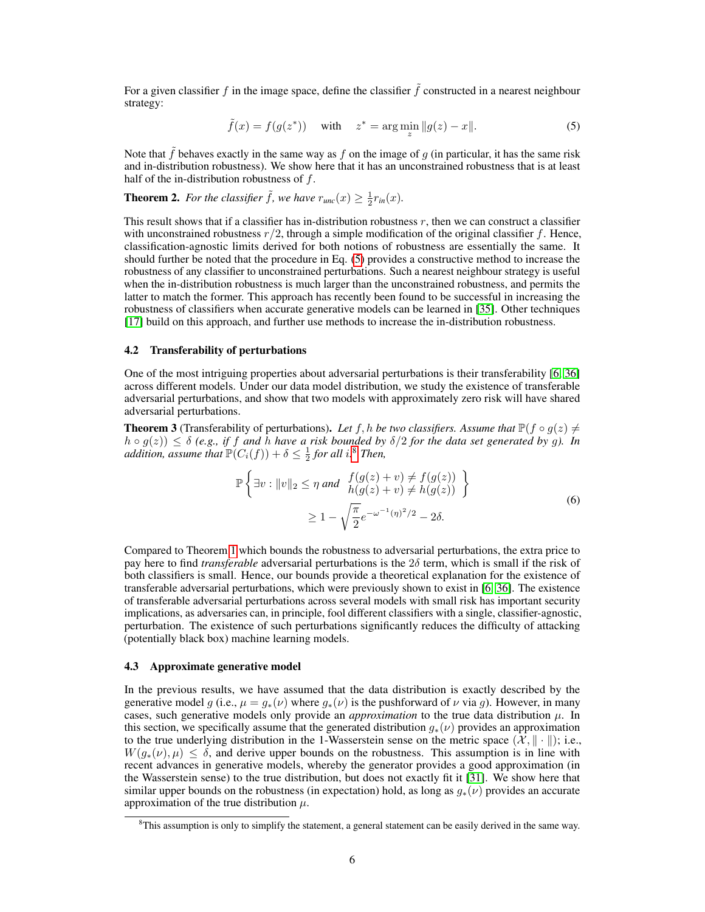For a given classifier $f$ in the image space, define the classifier $\tilde{f}$ constructed in a nearest neighbour strategy:

$$\tilde{f}(x) = f(g(z^*)) \quad \text{with} \quad z^* = \arg\min_z \|g(z) - x\|. \tag{5}$$

Note that $\tilde{f}$ behaves exactly in the same way as $f$ on the image of $g$ (in particular, it has the same risk and in-distribution robustness). We show here that it has an unconstrained robustness that is at least half of the in-distribution robustness of $f$.

**Theorem 2.** *For the classifier $\tilde{f}$, we have $r_{unc}(x) \geq \frac{1}{2} r_{in}(x)$.*

This result shows that if a classifier has in-distribution robustness $r$, then we can construct a classifier with unconstrained robustness $r/2$, through a simple modification of the original classifier $f$. Hence, classification-agnostic limits derived for both notions of robustness are essentially the same. It should further be noted that the procedure in Eq. (5) provides a constructive method to increase the robustness of any classifier to unconstrained perturbations. Such a nearest neighbour strategy is useful when the in-distribution robustness is much larger than the unconstrained robustness, and permits the latter to match the former. This approach has recently been found to be successful in increasing the robustness of classifiers when accurate generative models can be learned in [35]. Other techniques [17] build on this approach, and further use methods to increase the in-distribution robustness.

### 4.2 Transferability of perturbations

One of the most intriguing properties about adversarial perturbations is their transferability [6, 36] across different models. Under our data model distribution, we study the existence of transferable adversarial perturbations, and show that two models with approximately zero risk will have shared adversarial perturbations.

**Theorem 3** (Transferability of perturbations)**.** *Let $f, h$ be two classifiers. Assume that $\mathbb{P}(f \circ g(z) \neq h \circ g(z)) \leq \delta$ (e.g., if $f$ and $h$ have a risk bounded by $\delta/2$ for the data set generated by $g$). In addition, assume that $\mathbb{P}(C_i(f)) + \delta \leq \frac{1}{2}$ for all $i$.*[8] *Then,*

$$\mathbb{P}\left\{ \exists v : \|v\|_2 \leq \eta \text{ and } \begin{array}{l} f(g(z) + v) \neq f(g(z)) \\ h(g(z) + v) \neq h(g(z)) \end{array} \right\} \geq 1 - \sqrt{\frac{\pi}{2}} e^{-\omega^{-1}(\eta)^2/2} - 2\delta. \tag{6}$$

Compared to Theorem 1 which bounds the robustness to adversarial perturbations, the extra price to pay here to find *transferable* adversarial perturbations is the $2\delta$ term, which is small if the risk of both classifiers is small. Hence, our bounds provide a theoretical explanation for the existence of transferable adversarial perturbations, which were previously shown to exist in [6, 36]. The existence of transferable adversarial perturbations across several models with small risk has important security implications, as adversaries can, in principle, fool different classifiers with a single, classifier-agnostic, perturbation. The existence of such perturbations significantly reduces the difficulty of attacking (potentially black box) machine learning models.

### 4.3 Approximate generative model

In the previous results, we have assumed that the data distribution is exactly described by the generative model $g$ (i.e., $\mu = g_*(\nu)$ where $g_*(\nu)$ is the pushforward of $\nu$ via $g$). However, in many cases, such generative models only provide an *approximation* to the true data distribution $\mu$. In this section, we specifically assume that the generated distribution $g_*(\nu)$ provides an approximation to the true underlying distribution in the 1-Wasserstein sense on the metric space $(\mathcal{X}, \|\cdot\|)$; i.e., $W(g_*(\nu), \mu) \leq \delta$, and derive upper bounds on the robustness. This assumption is in line with recent advances in generative models, whereby the generator provides a good approximation (in the Wasserstein sense) to the true distribution, but does not exactly fit it [31]. We show here that similar upper bounds on the robustness (in expectation) hold, as long as $g_*(\nu)$ provides an accurate approximation of the true distribution $\mu$.

[8] This assumption is only to simplify the statement, a general statement can be easily derived in the same way.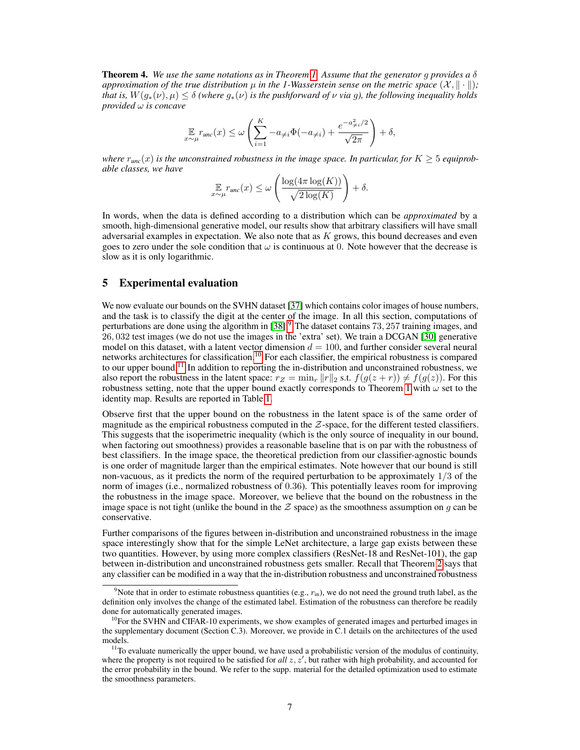**Theorem 4.** *We use the same notations as in Theorem 1. Assume that the generator $g$ provides a $\delta$ approximation of the true distribution $\mu$ in the 1-Wasserstein sense on the metric space $(\mathcal{X}, \|\cdot\|)$; that is, $W(g_*(\nu), \mu) \leq \delta$ (where $g_*(\nu)$ is the pushforward of $\nu$ via $g$), the following inequality holds provided $\omega$ is concave*

$$\mathop{\mathbb{E}}_{x \sim \mu} r_{unc}(x) \leq \omega\left(\sum_{i=1}^{K} -a_{\neq i}\Phi(-a_{\neq i}) + \frac{e^{-a_{\neq i}^2/2}}{\sqrt{2\pi}}\right) + \delta,$$

*where $r_{unc}(x)$ is the unconstrained robustness in the image space. In particular, for $K \geq 5$ equiprobable classes, we have*

$$\mathop{\mathbb{E}}_{x \sim \mu} r_{unc}(x) \leq \omega\left(\frac{\log(4\pi \log(K))}{\sqrt{2\log(K)}}\right) + \delta.$$

In words, when the data is defined according to a distribution which can be *approximated* by a smooth, high-dimensional generative model, our results show that arbitrary classifiers will have small adversarial examples in expectation. We also note that as $K$ grows, this bound decreases and even goes to zero under the sole condition that $\omega$ is continuous at $0$. Note however that the decrease is slow as it is only logarithmic.

## 5 Experimental evaluation

We now evaluate our bounds on the SVHN dataset [37] which contains color images of house numbers, and the task is to classify the digit at the center of the image. In all this section, computations of perturbations are done using the algorithm in [38].[9] The dataset contains $73,257$ training images, and $26,032$ test images (we do not use the images in the 'extra' set). We train a DCGAN [30] generative model on this dataset, with a latent vector dimension $d = 100$, and further consider several neural networks architectures for classification.[10] For each classifier, the empirical robustness is compared to our upper bound.[11] In addition to reporting the in-distribution and unconstrained robustness, we also report the robustness in the latent space: $r_Z = \min_r \|r\|_2$ s.t. $f(g(z+r)) \neq f(g(z))$. For this robustness setting, note that the upper bound exactly corresponds to Theorem 1 with $\omega$ set to the identity map. Results are reported in Table 1.

Observe first that the upper bound on the robustness in the latent space is of the same order of magnitude as the empirical robustness computed in the $\mathcal{Z}$-space, for the different tested classifiers. This suggests that the isoperimetric inequality (which is the only source of inequality in our bound, when factoring out smoothness) provides a reasonable baseline that is on par with the robustness of best classifiers. In the image space, the theoretical prediction from our classifier-agnostic bounds is one order of magnitude larger than the empirical estimates. Note however that our bound is still non-vacuous, as it predicts the norm of the required perturbation to be approximately $1/3$ of the norm of images (i.e., normalized robustness of $0.36$). This potentially leaves room for improving the robustness in the image space. Moreover, we believe that the bound on the robustness in the image space is not tight (unlike the bound in the $\mathcal{Z}$ space) as the smoothness assumption on $g$ can be conservative.

Further comparisons of the figures between in-distribution and unconstrained robustness in the image space interestingly show that for the simple LeNet architecture, a large gap exists between these two quantities. However, by using more complex classifiers (ResNet-18 and ResNet-101), the gap between in-distribution and unconstrained robustness gets smaller. Recall that Theorem 2 says that any classifier can be modified in a way that the in-distribution robustness and unconstrained robustness

---

[9] Note that in order to estimate robustness quantities (e.g., $r_{\text{in}}$), we do not need the ground truth label, as the definition only involves the change of the estimated label. Estimation of the robustness can therefore be readily done for automatically generated images.

[10] For the SVHN and CIFAR-10 experiments, we show examples of generated images and perturbed images in the supplementary document (Section C.3). Moreover, we provide in C.1 details on the architectures of the used models.

[11] To evaluate numerically the upper bound, we have used a probabilistic version of the modulus of continuity, where the property is not required to be satisfied for *all* $z, z'$, but rather with high probability, and accounted for the error probability in the bound. We refer to the supp. material for the detailed optimization used to estimate the smoothness parameters.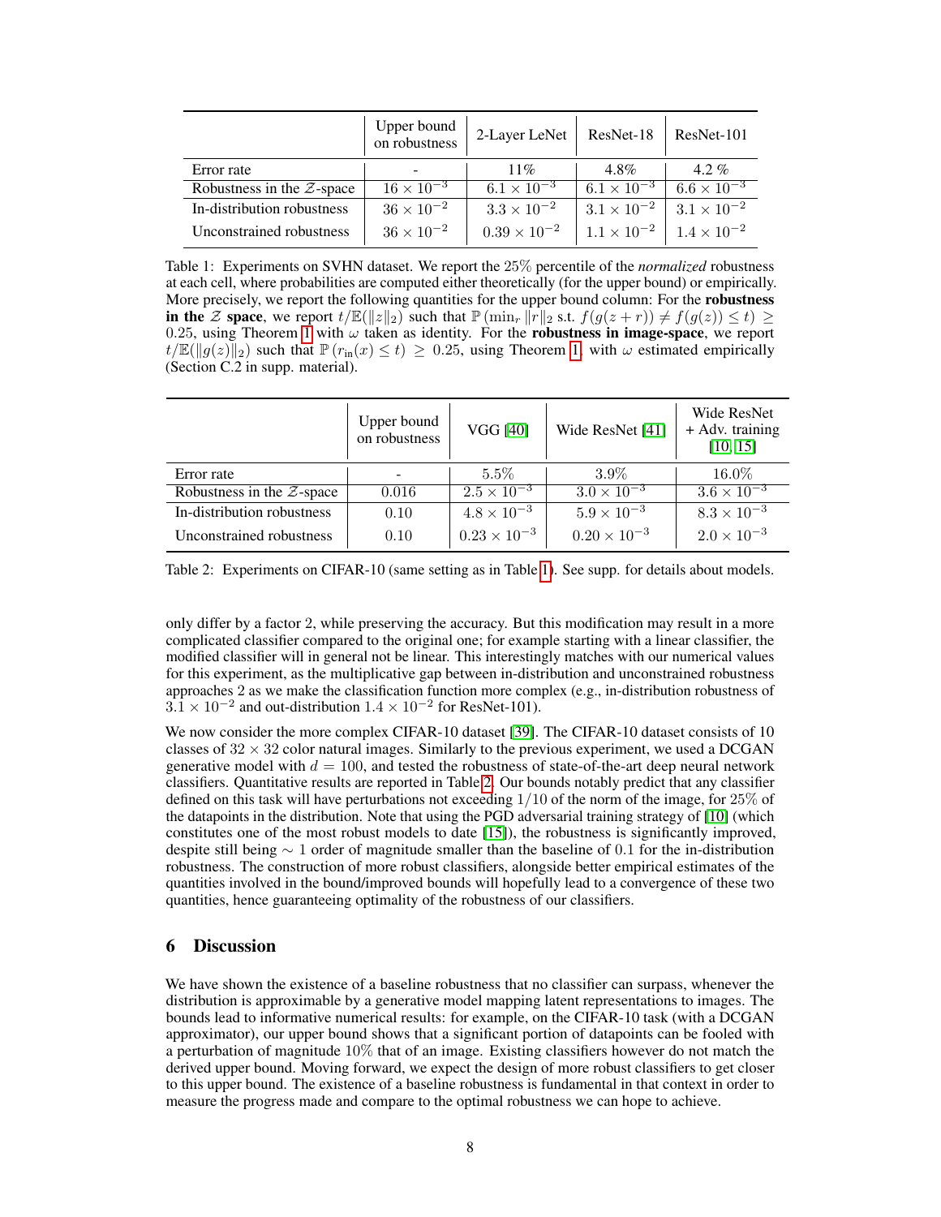|  | Upper bound on robustness | 2-Layer LeNet | ResNet-18 | ResNet-101 |
|---|---|---|---|---|
| Error rate | - | 11% | 4.8% | 4.2 % |
| Robustness in the $\mathcal{Z}$-space | $16 \times 10^{-3}$ | $6.1 \times 10^{-3}$ | $6.1 \times 10^{-3}$ | $6.6 \times 10^{-3}$ |
| In-distribution robustness | $36 \times 10^{-2}$ | $3.3 \times 10^{-2}$ | $3.1 \times 10^{-2}$ | $3.1 \times 10^{-2}$ |
| Unconstrained robustness | $36 \times 10^{-2}$ | $0.39 \times 10^{-2}$ | $1.1 \times 10^{-2}$ | $1.4 \times 10^{-2}$ |

Table 1: Experiments on SVHN dataset. We report the 25% percentile of the *normalized* robustness at each cell, where probabilities are computed either theoretically (for the upper bound) or empirically. More precisely, we report the following quantities for the upper bound column: For the **robustness in the $\mathcal{Z}$ space**, we report $t/\mathbb{E}(\|z\|_2)$ such that $\mathbb{P}\left(\min_r \|r\|_2 \text{ s.t. } f(g(z+r)) \neq f(g(z)) \leq t\right) \geq 0.25$, using Theorem 1 with $\omega$ taken as identity. For the **robustness in image-space**, we report $t/\mathbb{E}(\|g(z)\|_2)$ such that $\mathbb{P}\left(r_{\text{in}}(x) \leq t\right) \geq 0.25$, using Theorem 1, with $\omega$ estimated empirically (Section C.2 in supp. material).

|  | Upper bound on robustness | VGG [40] | Wide ResNet [41] | Wide ResNet + Adv. training [10, 15] |
|---|---|---|---|---|
| Error rate | - | 5.5% | 3.9% | 16.0% |
| Robustness in the $\mathcal{Z}$-space | 0.016 | $2.5 \times 10^{-3}$ | $3.0 \times 10^{-3}$ | $3.6 \times 10^{-3}$ |
| In-distribution robustness | 0.10 | $4.8 \times 10^{-3}$ | $5.9 \times 10^{-3}$ | $8.3 \times 10^{-3}$ |
| Unconstrained robustness | 0.10 | $0.23 \times 10^{-3}$ | $0.20 \times 10^{-3}$ | $2.0 \times 10^{-3}$ |

Table 2: Experiments on CIFAR-10 (same setting as in Table 1). See supp. for details about models.

only differ by a factor 2, while preserving the accuracy. But this modification may result in a more complicated classifier compared to the original one; for example starting with a linear classifier, the modified classifier will in general not be linear. This interestingly matches with our numerical values for this experiment, as the multiplicative gap between in-distribution and unconstrained robustness approaches 2 as we make the classification function more complex (e.g., in-distribution robustness of $3.1 \times 10^{-2}$ and out-distribution $1.4 \times 10^{-2}$ for ResNet-101).

We now consider the more complex CIFAR-10 dataset [39]. The CIFAR-10 dataset consists of 10 classes of $32 \times 32$ color natural images. Similarly to the previous experiment, we used a DCGAN generative model with $d = 100$, and tested the robustness of state-of-the-art deep neural network classifiers. Quantitative results are reported in Table 2. Our bounds notably predict that any classifier defined on this task will have perturbations not exceeding $1/10$ of the norm of the image, for 25% of the datapoints in the distribution. Note that using the PGD adversarial training strategy of [10] (which constitutes one of the most robust models to date [15]), the robustness is significantly improved, despite still being $\sim 1$ order of magnitude smaller than the baseline of 0.1 for the in-distribution robustness. The construction of more robust classifiers, alongside better empirical estimates of the quantities involved in the bound/improved bounds will hopefully lead to a convergence of these two quantities, hence guaranteeing optimality of the robustness of our classifiers.

## 6 Discussion

We have shown the existence of a baseline robustness that no classifier can surpass, whenever the distribution is approximable by a generative model mapping latent representations to images. The bounds lead to informative numerical results: for example, on the CIFAR-10 task (with a DCGAN approximator), our upper bound shows that a significant portion of datapoints can be fooled with a perturbation of magnitude 10% that of an image. Existing classifiers however do not match the derived upper bound. Moving forward, we expect the design of more robust classifiers to get closer to this upper bound. The existence of a baseline robustness is fundamental in that context in order to measure the progress made and compare to the optimal robustness we can hope to achieve.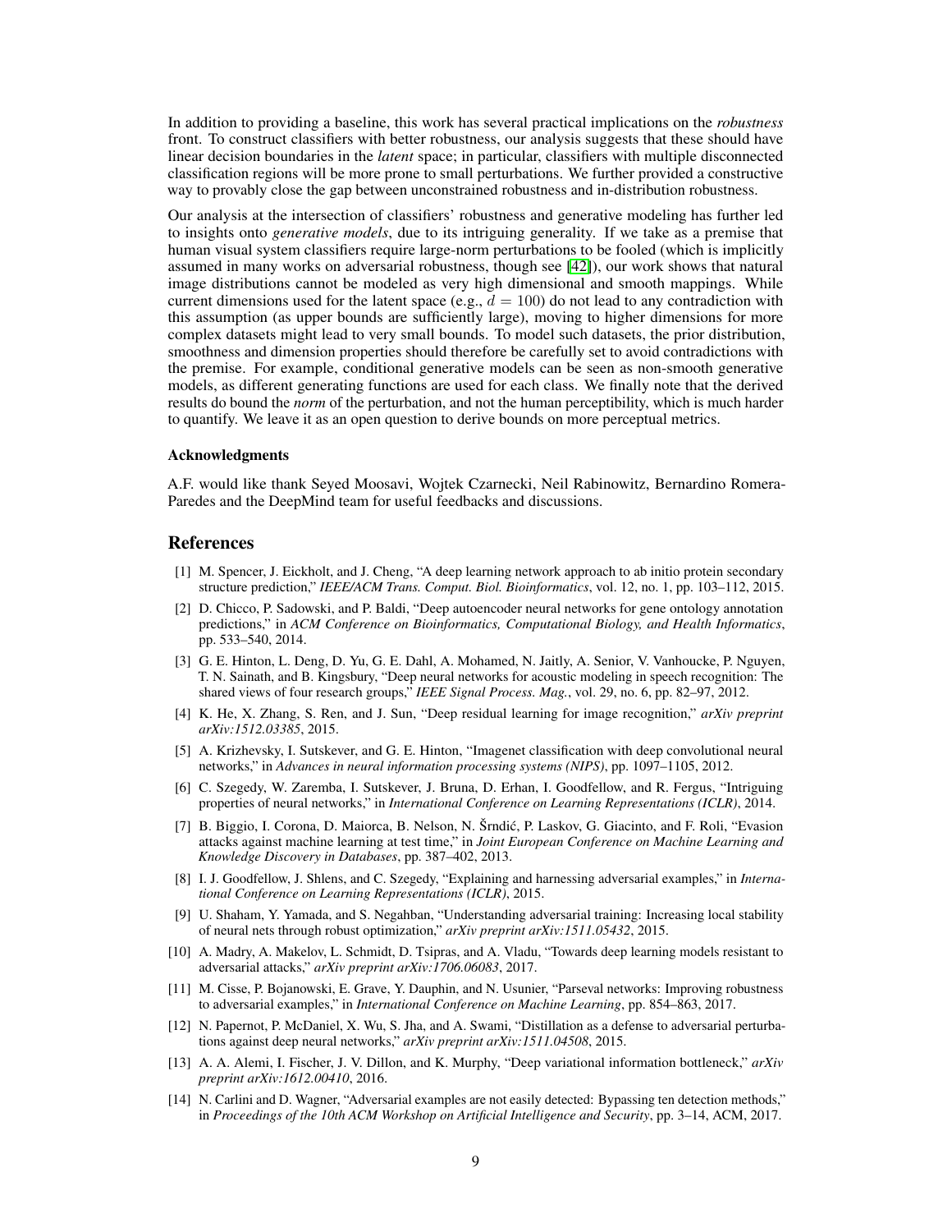In addition to providing a baseline, this work has several practical implications on the *robustness* front. To construct classifiers with better robustness, our analysis suggests that these should have linear decision boundaries in the *latent* space; in particular, classifiers with multiple disconnected classification regions will be more prone to small perturbations. We further provided a constructive way to provably close the gap between unconstrained robustness and in-distribution robustness.

Our analysis at the intersection of classifiers' robustness and generative modeling has further led to insights onto *generative models*, due to its intriguing generality. If we take as a premise that human visual system classifiers require large-norm perturbations to be fooled (which is implicitly assumed in many works on adversarial robustness, though see [42]), our work shows that natural image distributions cannot be modeled as very high dimensional and smooth mappings. While current dimensions used for the latent space (e.g., $d = 100$) do not lead to any contradiction with this assumption (as upper bounds are sufficiently large), moving to higher dimensions for more complex datasets might lead to very small bounds. To model such datasets, the prior distribution, smoothness and dimension properties should therefore be carefully set to avoid contradictions with the premise. For example, conditional generative models can be seen as non-smooth generative models, as different generating functions are used for each class. We finally note that the derived results do bound the *norm* of the perturbation, and not the human perceptibility, which is much harder to quantify. We leave it as an open question to derive bounds on more perceptual metrics.

### Acknowledgments

A.F. would like thank Seyed Moosavi, Wojtek Czarnecki, Neil Rabinowitz, Bernardino Romera-Paredes and the DeepMind team for useful feedbacks and discussions.

## References

[1] M. Spencer, J. Eickholt, and J. Cheng, "A deep learning network approach to ab initio protein secondary structure prediction," *IEEE/ACM Trans. Comput. Biol. Bioinformatics*, vol. 12, no. 1, pp. 103–112, 2015.

[2] D. Chicco, P. Sadowski, and P. Baldi, "Deep autoencoder neural networks for gene ontology annotation predictions," in *ACM Conference on Bioinformatics, Computational Biology, and Health Informatics*, pp. 533–540, 2014.

[3] G. E. Hinton, L. Deng, D. Yu, G. E. Dahl, A. Mohamed, N. Jaitly, A. Senior, V. Vanhoucke, P. Nguyen, T. N. Sainath, and B. Kingsbury, "Deep neural networks for acoustic modeling in speech recognition: The shared views of four research groups," *IEEE Signal Process. Mag.*, vol. 29, no. 6, pp. 82–97, 2012.

[4] K. He, X. Zhang, S. Ren, and J. Sun, "Deep residual learning for image recognition," *arXiv preprint arXiv:1512.03385*, 2015.

[5] A. Krizhevsky, I. Sutskever, and G. E. Hinton, "Imagenet classification with deep convolutional neural networks," in *Advances in neural information processing systems (NIPS)*, pp. 1097–1105, 2012.

[6] C. Szegedy, W. Zaremba, I. Sutskever, J. Bruna, D. Erhan, I. Goodfellow, and R. Fergus, "Intriguing properties of neural networks," in *International Conference on Learning Representations (ICLR)*, 2014.

[7] B. Biggio, I. Corona, D. Maiorca, B. Nelson, N. Šrndić, P. Laskov, G. Giacinto, and F. Roli, "Evasion attacks against machine learning at test time," in *Joint European Conference on Machine Learning and Knowledge Discovery in Databases*, pp. 387–402, 2013.

[8] I. J. Goodfellow, J. Shlens, and C. Szegedy, "Explaining and harnessing adversarial examples," in *International Conference on Learning Representations (ICLR)*, 2015.

[9] U. Shaham, Y. Yamada, and S. Negahban, "Understanding adversarial training: Increasing local stability of neural nets through robust optimization," *arXiv preprint arXiv:1511.05432*, 2015.

[10] A. Madry, A. Makelov, L. Schmidt, D. Tsipras, and A. Vladu, "Towards deep learning models resistant to adversarial attacks," *arXiv preprint arXiv:1706.06083*, 2017.

[11] M. Cisse, P. Bojanowski, E. Grave, Y. Dauphin, and N. Usunier, "Parseval networks: Improving robustness to adversarial examples," in *International Conference on Machine Learning*, pp. 854–863, 2017.

[12] N. Papernot, P. McDaniel, X. Wu, S. Jha, and A. Swami, "Distillation as a defense to adversarial perturbations against deep neural networks," *arXiv preprint arXiv:1511.04508*, 2015.

[13] A. A. Alemi, I. Fischer, J. V. Dillon, and K. Murphy, "Deep variational information bottleneck," *arXiv preprint arXiv:1612.00410*, 2016.

[14] N. Carlini and D. Wagner, "Adversarial examples are not easily detected: Bypassing ten detection methods," in *Proceedings of the 10th ACM Workshop on Artificial Intelligence and Security*, pp. 3–14, ACM, 2017.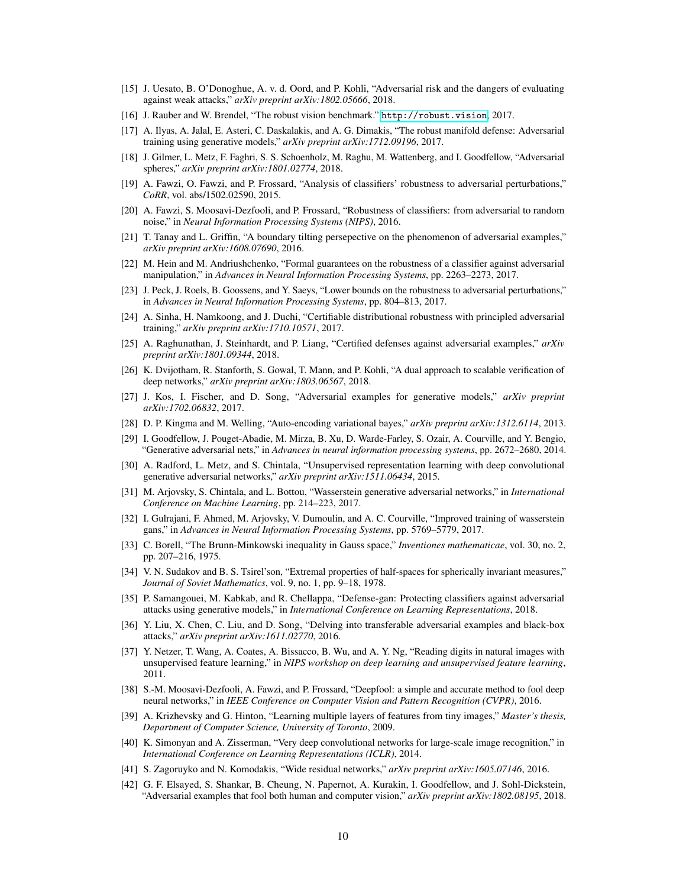[15] J. Uesato, B. O'Donoghue, A. v. d. Oord, and P. Kohli, "Adversarial risk and the dangers of evaluating against weak attacks," *arXiv preprint arXiv:1802.05666*, 2018.

[16] J. Rauber and W. Brendel, "The robust vision benchmark." http://robust.vision, 2017.

[17] A. Ilyas, A. Jalal, E. Asteri, C. Daskalakis, and A. G. Dimakis, "The robust manifold defense: Adversarial training using generative models," *arXiv preprint arXiv:1712.09196*, 2017.

[18] J. Gilmer, L. Metz, F. Faghri, S. S. Schoenholz, M. Raghu, M. Wattenberg, and I. Goodfellow, "Adversarial spheres," *arXiv preprint arXiv:1801.02774*, 2018.

[19] A. Fawzi, O. Fawzi, and P. Frossard, "Analysis of classifiers' robustness to adversarial perturbations," *CoRR*, vol. abs/1502.02590, 2015.

[20] A. Fawzi, S. Moosavi-Dezfooli, and P. Frossard, "Robustness of classifiers: from adversarial to random noise," in *Neural Information Processing Systems (NIPS)*, 2016.

[21] T. Tanay and L. Griffin, "A boundary tilting persepective on the phenomenon of adversarial examples," *arXiv preprint arXiv:1608.07690*, 2016.

[22] M. Hein and M. Andriushchenko, "Formal guarantees on the robustness of a classifier against adversarial manipulation," in *Advances in Neural Information Processing Systems*, pp. 2263–2273, 2017.

[23] J. Peck, J. Roels, B. Goossens, and Y. Saeys, "Lower bounds on the robustness to adversarial perturbations," in *Advances in Neural Information Processing Systems*, pp. 804–813, 2017.

[24] A. Sinha, H. Namkoong, and J. Duchi, "Certifiable distributional robustness with principled adversarial training," *arXiv preprint arXiv:1710.10571*, 2017.

[25] A. Raghunathan, J. Steinhardt, and P. Liang, "Certified defenses against adversarial examples," *arXiv preprint arXiv:1801.09344*, 2018.

[26] K. Dvijotham, R. Stanforth, S. Gowal, T. Mann, and P. Kohli, "A dual approach to scalable verification of deep networks," *arXiv preprint arXiv:1803.06567*, 2018.

[27] J. Kos, I. Fischer, and D. Song, "Adversarial examples for generative models," *arXiv preprint arXiv:1702.06832*, 2017.

[28] D. P. Kingma and M. Welling, "Auto-encoding variational bayes," *arXiv preprint arXiv:1312.6114*, 2013.

[29] I. Goodfellow, J. Pouget-Abadie, M. Mirza, B. Xu, D. Warde-Farley, S. Ozair, A. Courville, and Y. Bengio, "Generative adversarial nets," in *Advances in neural information processing systems*, pp. 2672–2680, 2014.

[30] A. Radford, L. Metz, and S. Chintala, "Unsupervised representation learning with deep convolutional generative adversarial networks," *arXiv preprint arXiv:1511.06434*, 2015.

[31] M. Arjovsky, S. Chintala, and L. Bottou, "Wasserstein generative adversarial networks," in *International Conference on Machine Learning*, pp. 214–223, 2017.

[32] I. Gulrajani, F. Ahmed, M. Arjovsky, V. Dumoulin, and A. C. Courville, "Improved training of wasserstein gans," in *Advances in Neural Information Processing Systems*, pp. 5769–5779, 2017.

[33] C. Borell, "The Brunn-Minkowski inequality in Gauss space," *Inventiones mathematicae*, vol. 30, no. 2, pp. 207–216, 1975.

[34] V. N. Sudakov and B. S. Tsirel'son, "Extremal properties of half-spaces for spherically invariant measures," *Journal of Soviet Mathematics*, vol. 9, no. 1, pp. 9–18, 1978.

[35] P. Samangouei, M. Kabkab, and R. Chellappa, "Defense-gan: Protecting classifiers against adversarial attacks using generative models," in *International Conference on Learning Representations*, 2018.

[36] Y. Liu, X. Chen, C. Liu, and D. Song, "Delving into transferable adversarial examples and black-box attacks," *arXiv preprint arXiv:1611.02770*, 2016.

[37] Y. Netzer, T. Wang, A. Coates, A. Bissacco, B. Wu, and A. Y. Ng, "Reading digits in natural images with unsupervised feature learning," in *NIPS workshop on deep learning and unsupervised feature learning*, 2011.

[38] S.-M. Moosavi-Dezfooli, A. Fawzi, and P. Frossard, "Deepfool: a simple and accurate method to fool deep neural networks," in *IEEE Conference on Computer Vision and Pattern Recognition (CVPR)*, 2016.

[39] A. Krizhevsky and G. Hinton, "Learning multiple layers of features from tiny images," *Master's thesis, Department of Computer Science, University of Toronto*, 2009.

[40] K. Simonyan and A. Zisserman, "Very deep convolutional networks for large-scale image recognition," in *International Conference on Learning Representations (ICLR)*, 2014.

[41] S. Zagoruyko and N. Komodakis, "Wide residual networks," *arXiv preprint arXiv:1605.07146*, 2016.

[42] G. F. Elsayed, S. Shankar, B. Cheung, N. Papernot, A. Kurakin, I. Goodfellow, and J. Sohl-Dickstein, "Adversarial examples that fool both human and computer vision," *arXiv preprint arXiv:1802.08195*, 2018.